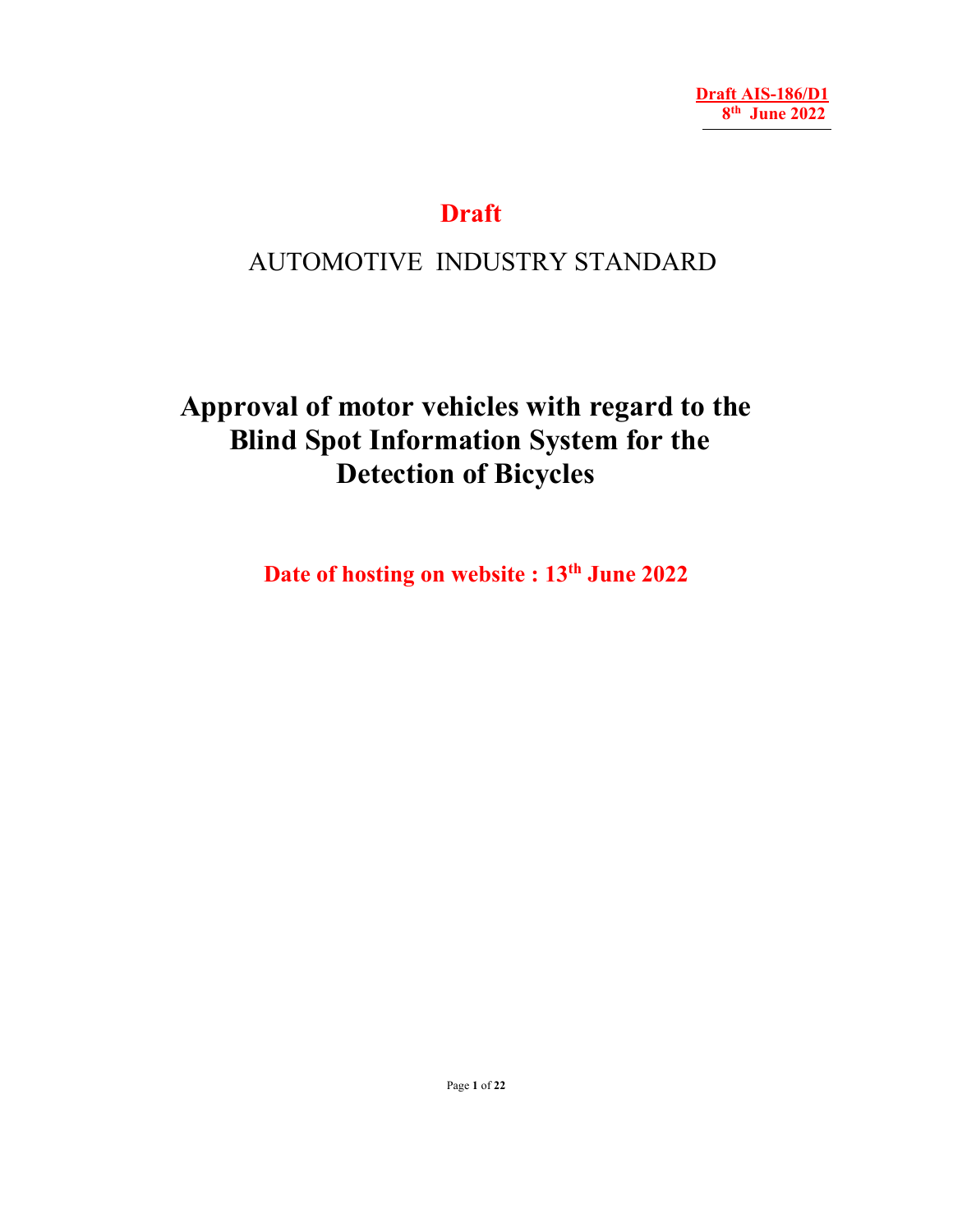**Draft AIS-186/D1**
**8th June 2022**

# Draft

## AUTOMOTIVE INDUSTRY STANDARD

# Approval of motor vehicles with regard to the Blind Spot Information System for the Detection of Bicycles

**Date of hosting on website : 13th June 2022**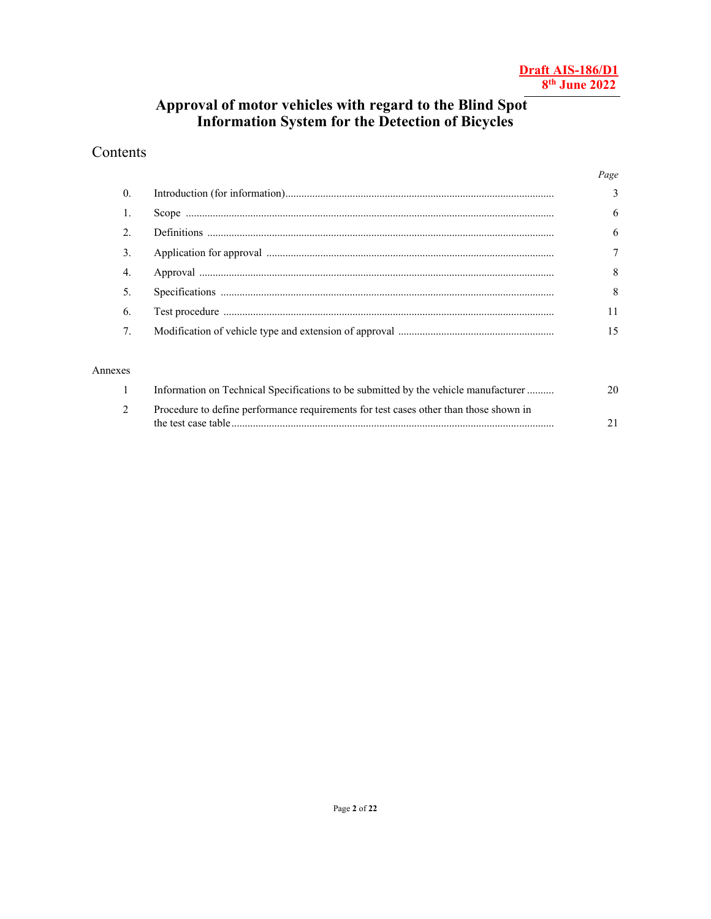**Draft AIS-186/D1**
**8th June 2022**

# Approval of motor vehicles with regard to the Blind Spot Information System for the Detection of Bicycles

## Contents

| | | *Page* |
|---|---|---|
| 0. | Introduction (for information) | 3 |
| 1. | Scope | 6 |
| 2. | Definitions | 6 |
| 3. | Application for approval | 7 |
| 4. | Approval | 8 |
| 5. | Specifications | 8 |
| 6. | Test procedure | 11 |
| 7. | Modification of vehicle type and extension of approval | 15 |

Annexes

| | | |
|---|---|---|
| 1 | Information on Technical Specifications to be submitted by the vehicle manufacturer | 20 |
| 2 | Procedure to define performance requirements for test cases other than those shown in the test case table | 21 |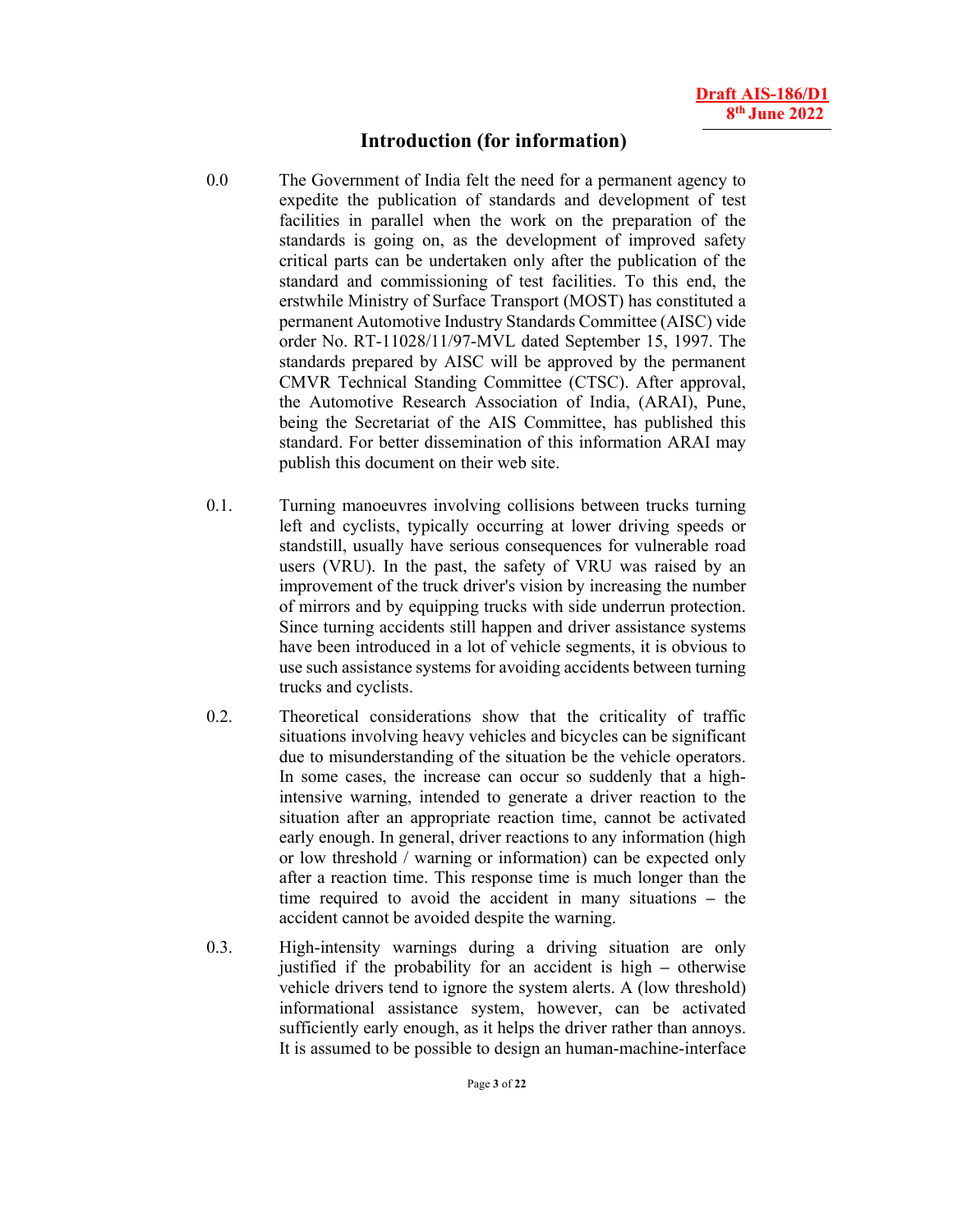## Introduction (for information)

0.0 The Government of India felt the need for a permanent agency to expedite the publication of standards and development of test facilities in parallel when the work on the preparation of the standards is going on, as the development of improved safety critical parts can be undertaken only after the publication of the standard and commissioning of test facilities. To this end, the erstwhile Ministry of Surface Transport (MOST) has constituted a permanent Automotive Industry Standards Committee (AISC) vide order No. RT-11028/11/97-MVL dated September 15, 1997. The standards prepared by AISC will be approved by the permanent CMVR Technical Standing Committee (CTSC). After approval, the Automotive Research Association of India, (ARAI), Pune, being the Secretariat of the AIS Committee, has published this standard. For better dissemination of this information ARAI may publish this document on their web site.

0.1. Turning manoeuvres involving collisions between trucks turning left and cyclists, typically occurring at lower driving speeds or standstill, usually have serious consequences for vulnerable road users (VRU). In the past, the safety of VRU was raised by an improvement of the truck driver's vision by increasing the number of mirrors and by equipping trucks with side underrun protection. Since turning accidents still happen and driver assistance systems have been introduced in a lot of vehicle segments, it is obvious to use such assistance systems for avoiding accidents between turning trucks and cyclists.

0.2. Theoretical considerations show that the criticality of traffic situations involving heavy vehicles and bicycles can be significant due to misunderstanding of the situation be the vehicle operators. In some cases, the increase can occur so suddenly that a high-intensive warning, intended to generate a driver reaction to the situation after an appropriate reaction time, cannot be activated early enough. In general, driver reactions to any information (high or low threshold / warning or information) can be expected only after a reaction time. This response time is much longer than the time required to avoid the accident in many situations – the accident cannot be avoided despite the warning.

0.3. High-intensity warnings during a driving situation are only justified if the probability for an accident is high – otherwise vehicle drivers tend to ignore the system alerts. A (low threshold) informational assistance system, however, can be activated sufficiently early enough, as it helps the driver rather than annoys. It is assumed to be possible to design an human-machine-interface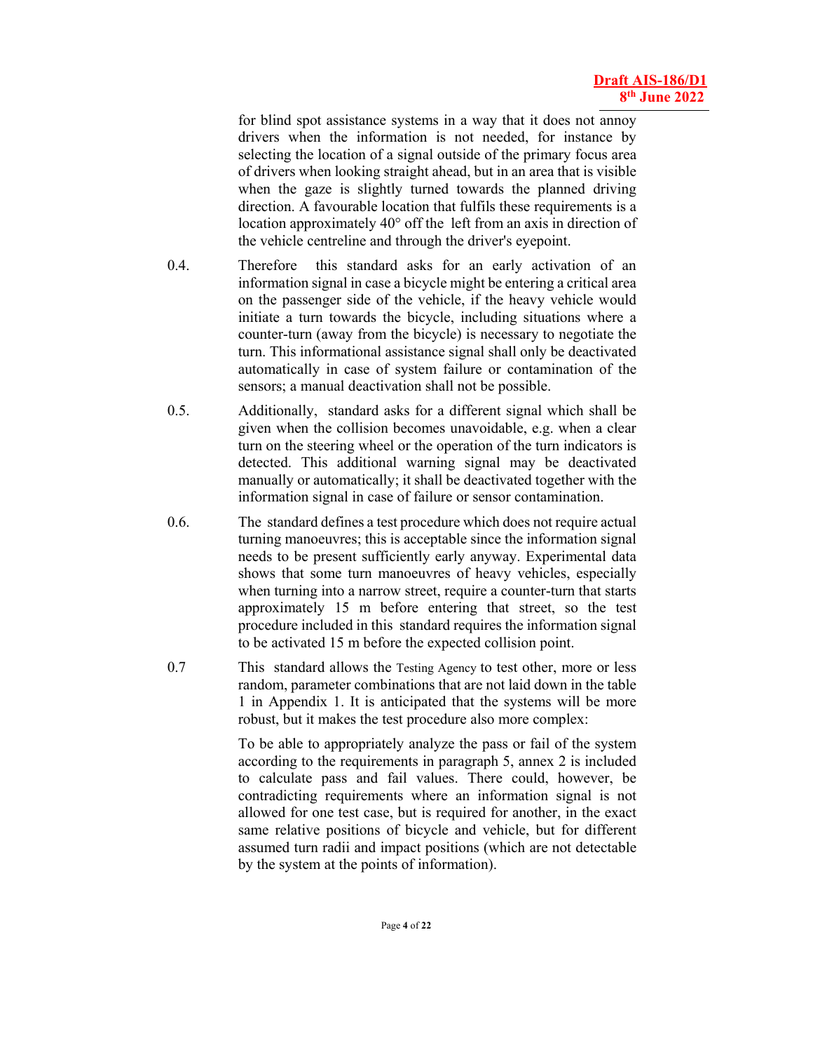for blind spot assistance systems in a way that it does not annoy drivers when the information is not needed, for instance by selecting the location of a signal outside of the primary focus area of drivers when looking straight ahead, but in an area that is visible when the gaze is slightly turned towards the planned driving direction. A favourable location that fulfils these requirements is a location approximately 40° off the left from an axis in direction of the vehicle centreline and through the driver's eyepoint.

0.4. Therefore this standard asks for an early activation of an information signal in case a bicycle might be entering a critical area on the passenger side of the vehicle, if the heavy vehicle would initiate a turn towards the bicycle, including situations where a counter-turn (away from the bicycle) is necessary to negotiate the turn. This informational assistance signal shall only be deactivated automatically in case of system failure or contamination of the sensors; a manual deactivation shall not be possible.

0.5. Additionally, standard asks for a different signal which shall be given when the collision becomes unavoidable, e.g. when a clear turn on the steering wheel or the operation of the turn indicators is detected. This additional warning signal may be deactivated manually or automatically; it shall be deactivated together with the information signal in case of failure or sensor contamination.

0.6. The standard defines a test procedure which does not require actual turning manoeuvres; this is acceptable since the information signal needs to be present sufficiently early anyway. Experimental data shows that some turn manoeuvres of heavy vehicles, especially when turning into a narrow street, require a counter-turn that starts approximately 15 m before entering that street, so the test procedure included in this standard requires the information signal to be activated 15 m before the expected collision point.

0.7 This standard allows the Testing Agency to test other, more or less random, parameter combinations that are not laid down in the table 1 in Appendix 1. It is anticipated that the systems will be more robust, but it makes the test procedure also more complex:

To be able to appropriately analyze the pass or fail of the system according to the requirements in paragraph 5, annex 2 is included to calculate pass and fail values. There could, however, be contradicting requirements where an information signal is not allowed for one test case, but is required for another, in the exact same relative positions of bicycle and vehicle, but for different assumed turn radii and impact positions (which are not detectable by the system at the points of information).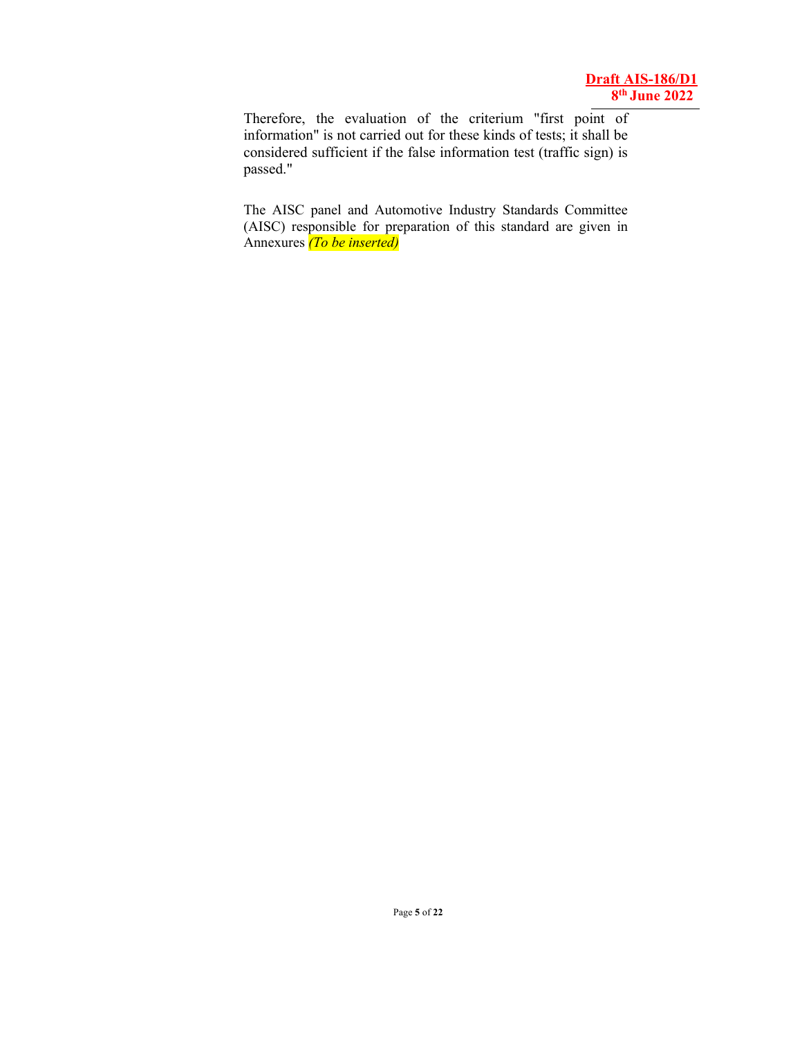Therefore, the evaluation of the criterium "first point of information" is not carried out for these kinds of tests; it shall be considered sufficient if the false information test (traffic sign) is passed."

The AISC panel and Automotive Industry Standards Committee (AISC) responsible for preparation of this standard are given in Annexures *(To be inserted)*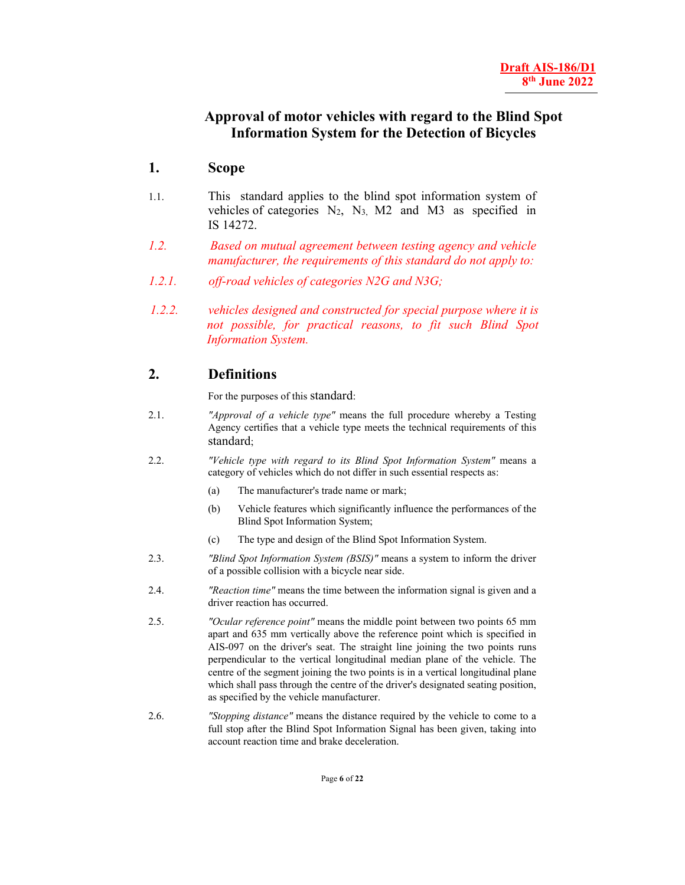Draft AIS-186/D1
8th June 2022

# Approval of motor vehicles with regard to the Blind Spot Information System for the Detection of Bicycles

## 1. Scope

1.1. This standard applies to the blind spot information system of vehicles of categories $N_2$, $N_3$, M2 and M3 as specified in IS 14272.

*1.2. Based on mutual agreement between testing agency and vehicle manufacturer, the requirements of this standard do not apply to:*

*1.2.1. off-road vehicles of categories N2G and N3G;*

*1.2.2. vehicles designed and constructed for special purpose where it is not possible, for practical reasons, to fit such Blind Spot Information System.*

## 2. Definitions

For the purposes of this standard:

2.1. *"Approval of a vehicle type"* means the full procedure whereby a Testing Agency certifies that a vehicle type meets the technical requirements of this standard;

2.2. *"Vehicle type with regard to its Blind Spot Information System"* means a category of vehicles which do not differ in such essential respects as:

(a) The manufacturer's trade name or mark;

(b) Vehicle features which significantly influence the performances of the Blind Spot Information System;

(c) The type and design of the Blind Spot Information System.

2.3. *"Blind Spot Information System (BSIS)"* means a system to inform the driver of a possible collision with a bicycle near side.

2.4. *"Reaction time"* means the time between the information signal is given and a driver reaction has occurred.

2.5. *"Ocular reference point"* means the middle point between two points 65 mm apart and 635 mm vertically above the reference point which is specified in AIS-097 on the driver's seat. The straight line joining the two points runs perpendicular to the vertical longitudinal median plane of the vehicle. The centre of the segment joining the two points is in a vertical longitudinal plane which shall pass through the centre of the driver's designated seating position, as specified by the vehicle manufacturer.

2.6. *"Stopping distance"* means the distance required by the vehicle to come to a full stop after the Blind Spot Information Signal has been given, taking into account reaction time and brake deceleration.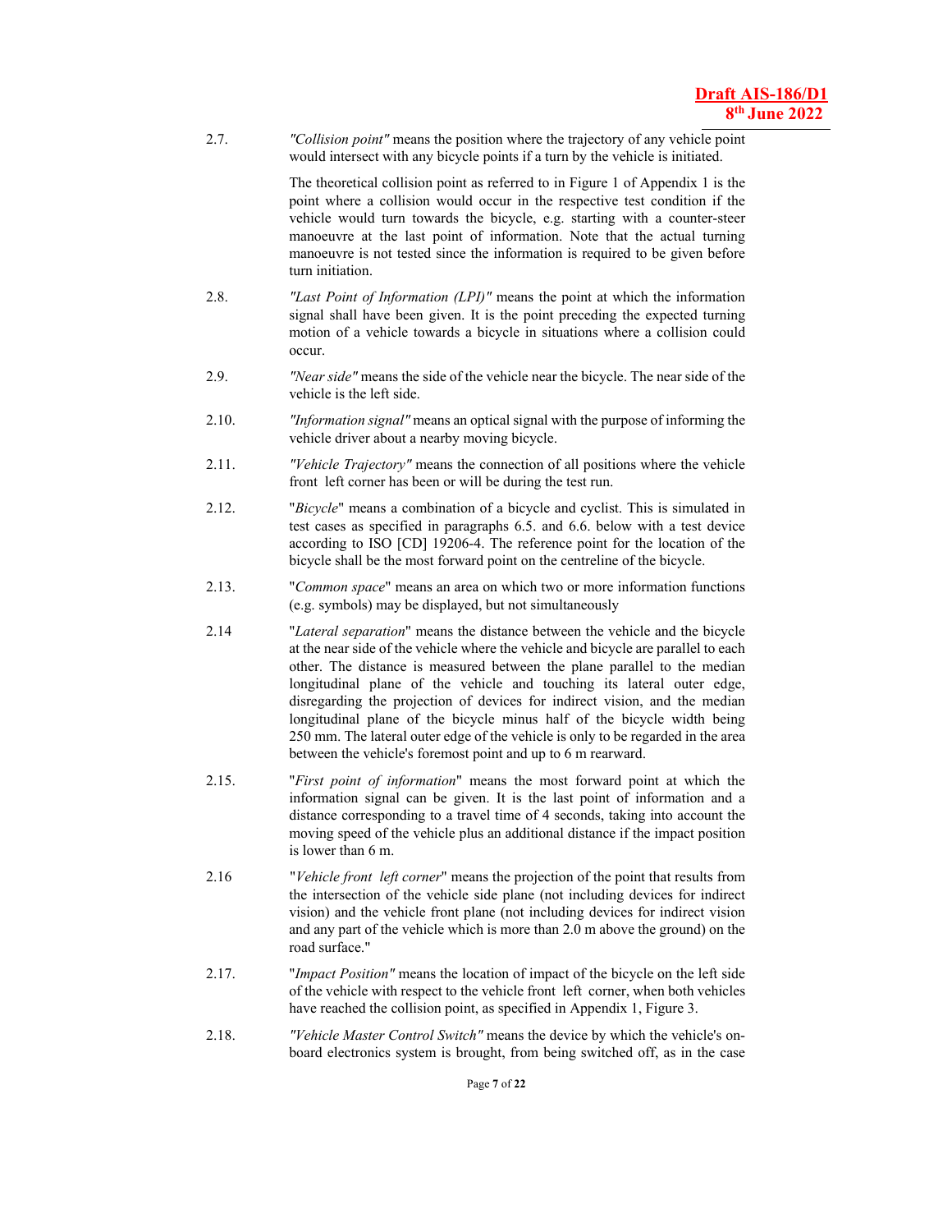2.7. *"Collision point"* means the position where the trajectory of any vehicle point would intersect with any bicycle points if a turn by the vehicle is initiated.

The theoretical collision point as referred to in Figure 1 of Appendix 1 is the point where a collision would occur in the respective test condition if the vehicle would turn towards the bicycle, e.g. starting with a counter-steer manoeuvre at the last point of information. Note that the actual turning manoeuvre is not tested since the information is required to be given before turn initiation.

2.8. *"Last Point of Information (LPI)"* means the point at which the information signal shall have been given. It is the point preceding the expected turning motion of a vehicle towards a bicycle in situations where a collision could occur.

2.9. *"Near side"* means the side of the vehicle near the bicycle. The near side of the vehicle is the left side.

2.10. *"Information signal"* means an optical signal with the purpose of informing the vehicle driver about a nearby moving bicycle.

2.11. *"Vehicle Trajectory"* means the connection of all positions where the vehicle front left corner has been or will be during the test run.

2.12. "*Bicycle*" means a combination of a bicycle and cyclist. This is simulated in test cases as specified in paragraphs 6.5. and 6.6. below with a test device according to ISO [CD] 19206-4. The reference point for the location of the bicycle shall be the most forward point on the centreline of the bicycle.

2.13. "*Common space*" means an area on which two or more information functions (e.g. symbols) may be displayed, but not simultaneously

2.14 "*Lateral separation*" means the distance between the vehicle and the bicycle at the near side of the vehicle where the vehicle and bicycle are parallel to each other. The distance is measured between the plane parallel to the median longitudinal plane of the vehicle and touching its lateral outer edge, disregarding the projection of devices for indirect vision, and the median longitudinal plane of the bicycle minus half of the bicycle width being 250 mm. The lateral outer edge of the vehicle is only to be regarded in the area between the vehicle's foremost point and up to 6 m rearward.

2.15. "*First point of information*" means the most forward point at which the information signal can be given. It is the last point of information and a distance corresponding to a travel time of 4 seconds, taking into account the moving speed of the vehicle plus an additional distance if the impact position is lower than 6 m.

2.16 "*Vehicle front left corner*" means the projection of the point that results from the intersection of the vehicle side plane (not including devices for indirect vision) and the vehicle front plane (not including devices for indirect vision and any part of the vehicle which is more than 2.0 m above the ground) on the road surface."

2.17. "*Impact Position"* means the location of impact of the bicycle on the left side of the vehicle with respect to the vehicle front left corner, when both vehicles have reached the collision point, as specified in Appendix 1, Figure 3.

2.18. *"Vehicle Master Control Switch"* means the device by which the vehicle's on-board electronics system is brought, from being switched off, as in the case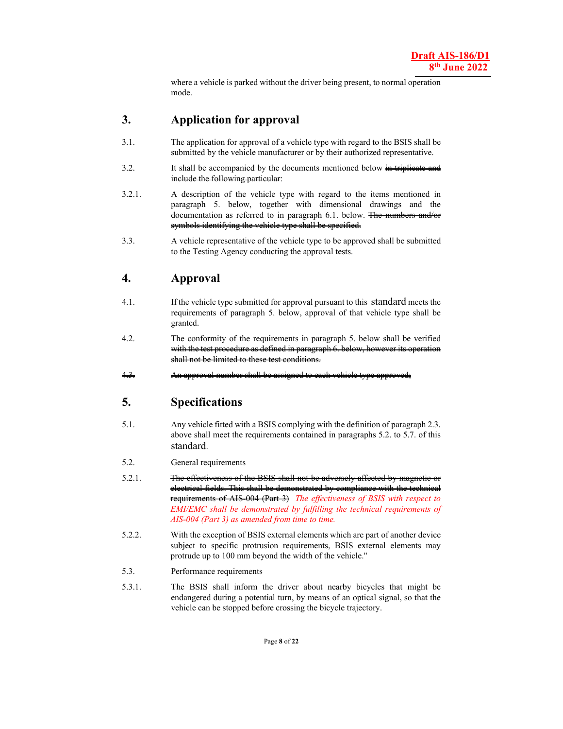where a vehicle is parked without the driver being present, to normal operation mode.

## 3. Application for approval

3.1. The application for approval of a vehicle type with regard to the BSIS shall be submitted by the vehicle manufacturer or by their authorized representative.

3.2. It shall be accompanied by the documents mentioned below ~~in triplicate and include the following particular~~:

3.2.1. A description of the vehicle type with regard to the items mentioned in paragraph 5. below, together with dimensional drawings and the documentation as referred to in paragraph 6.1. below. ~~The numbers and/or symbols identifying the vehicle type shall be specified.~~

3.3. A vehicle representative of the vehicle type to be approved shall be submitted to the Testing Agency conducting the approval tests.

## 4. Approval

4.1. If the vehicle type submitted for approval pursuant to this standard meets the requirements of paragraph 5. below, approval of that vehicle type shall be granted.

~~4.2. The conformity of the requirements in paragraph 5. below shall be verified with the test procedure as defined in paragraph 6. below, however its operation shall not be limited to these test conditions.~~

~~4.3. An approval number shall be assigned to each vehicle type approved;~~

## 5. Specifications

5.1. Any vehicle fitted with a BSIS complying with the definition of paragraph 2.3. above shall meet the requirements contained in paragraphs 5.2. to 5.7. of this standard.

5.2. General requirements

5.2.1. ~~The effectiveness of the BSIS shall not be adversely affected by magnetic or electrical fields. This shall be demonstrated by compliance with the technical requirements of AIS-004 (Part 3)~~ *The effectiveness of BSIS with respect to EMI/EMC shall be demonstrated by fulfilling the technical requirements of AIS-004 (Part 3) as amended from time to time.*

5.2.2. With the exception of BSIS external elements which are part of another device subject to specific protrusion requirements, BSIS external elements may protrude up to 100 mm beyond the width of the vehicle."

5.3. Performance requirements

5.3.1. The BSIS shall inform the driver about nearby bicycles that might be endangered during a potential turn, by means of an optical signal, so that the vehicle can be stopped before crossing the bicycle trajectory.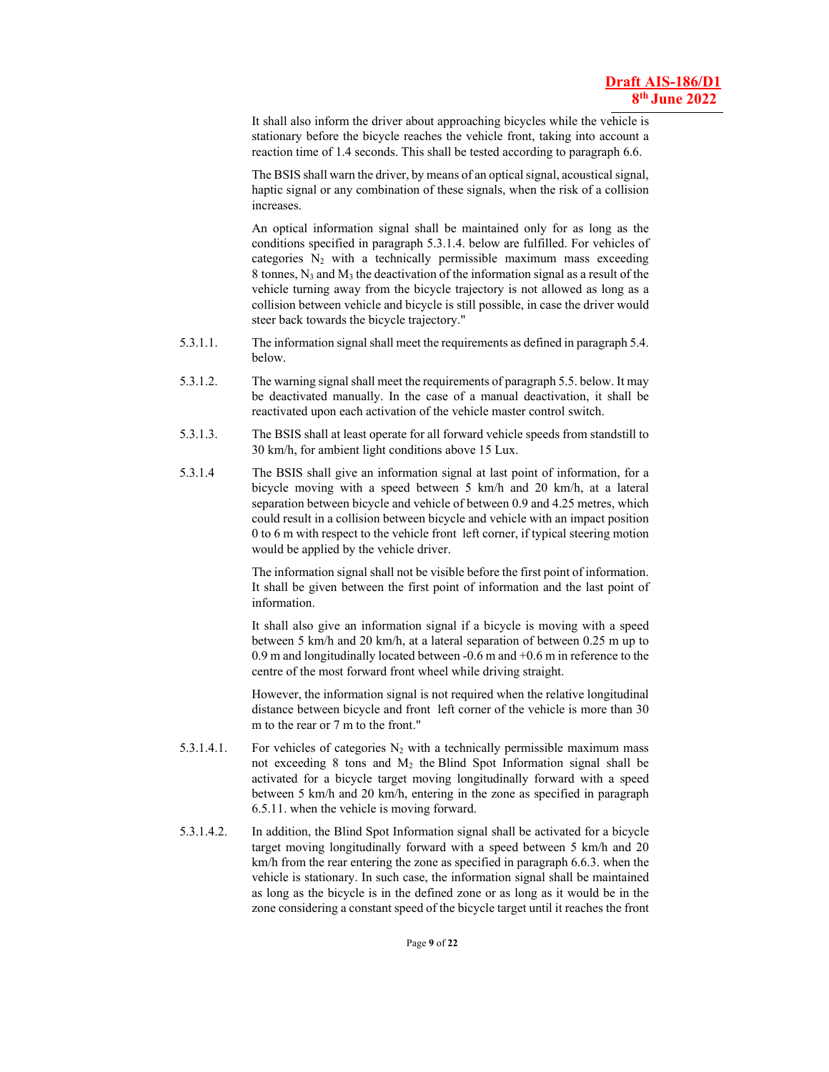It shall also inform the driver about approaching bicycles while the vehicle is stationary before the bicycle reaches the vehicle front, taking into account a reaction time of 1.4 seconds. This shall be tested according to paragraph 6.6.

The BSIS shall warn the driver, by means of an optical signal, acoustical signal, haptic signal or any combination of these signals, when the risk of a collision increases.

An optical information signal shall be maintained only for as long as the conditions specified in paragraph 5.3.1.4. below are fulfilled. For vehicles of categories $N_2$ with a technically permissible maximum mass exceeding 8 tonnes, $N_3$ and $M_3$ the deactivation of the information signal as a result of the vehicle turning away from the bicycle trajectory is not allowed as long as a collision between vehicle and bicycle is still possible, in case the driver would steer back towards the bicycle trajectory."

5.3.1.1. The information signal shall meet the requirements as defined in paragraph 5.4. below.

5.3.1.2. The warning signal shall meet the requirements of paragraph 5.5. below. It may be deactivated manually. In the case of a manual deactivation, it shall be reactivated upon each activation of the vehicle master control switch.

5.3.1.3. The BSIS shall at least operate for all forward vehicle speeds from standstill to 30 km/h, for ambient light conditions above 15 Lux.

5.3.1.4 The BSIS shall give an information signal at last point of information, for a bicycle moving with a speed between 5 km/h and 20 km/h, at a lateral separation between bicycle and vehicle of between 0.9 and 4.25 metres, which could result in a collision between bicycle and vehicle with an impact position 0 to 6 m with respect to the vehicle front left corner, if typical steering motion would be applied by the vehicle driver.

The information signal shall not be visible before the first point of information. It shall be given between the first point of information and the last point of information.

It shall also give an information signal if a bicycle is moving with a speed between 5 km/h and 20 km/h, at a lateral separation of between 0.25 m up to 0.9 m and longitudinally located between -0.6 m and +0.6 m in reference to the centre of the most forward front wheel while driving straight.

However, the information signal is not required when the relative longitudinal distance between bicycle and front left corner of the vehicle is more than 30 m to the rear or 7 m to the front."

5.3.1.4.1. For vehicles of categories $N_2$ with a technically permissible maximum mass not exceeding 8 tons and $M_2$ the Blind Spot Information signal shall be activated for a bicycle target moving longitudinally forward with a speed between 5 km/h and 20 km/h, entering in the zone as specified in paragraph 6.5.11. when the vehicle is moving forward.

5.3.1.4.2. In addition, the Blind Spot Information signal shall be activated for a bicycle target moving longitudinally forward with a speed between 5 km/h and 20 km/h from the rear entering the zone as specified in paragraph 6.6.3. when the vehicle is stationary. In such case, the information signal shall be maintained as long as the bicycle is in the defined zone or as long as it would be in the zone considering a constant speed of the bicycle target until it reaches the front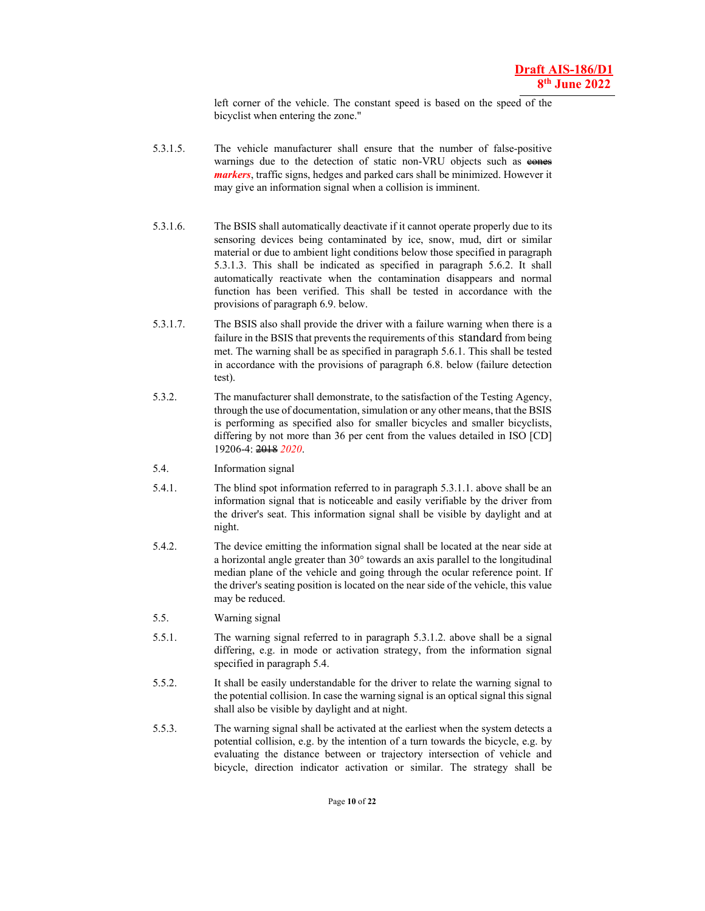left corner of the vehicle. The constant speed is based on the speed of the bicyclist when entering the zone."

5.3.1.5. The vehicle manufacturer shall ensure that the number of false-positive warnings due to the detection of static non-VRU objects such as ~~cones~~ ***markers***, traffic signs, hedges and parked cars shall be minimized. However it may give an information signal when a collision is imminent.

5.3.1.6. The BSIS shall automatically deactivate if it cannot operate properly due to its sensoring devices being contaminated by ice, snow, mud, dirt or similar material or due to ambient light conditions below those specified in paragraph 5.3.1.3. This shall be indicated as specified in paragraph 5.6.2. It shall automatically reactivate when the contamination disappears and normal function has been verified. This shall be tested in accordance with the provisions of paragraph 6.9. below.

5.3.1.7. The BSIS also shall provide the driver with a failure warning when there is a failure in the BSIS that prevents the requirements of this standard from being met. The warning shall be as specified in paragraph 5.6.1. This shall be tested in accordance with the provisions of paragraph 6.8. below (failure detection test).

5.3.2. The manufacturer shall demonstrate, to the satisfaction of the Testing Agency, through the use of documentation, simulation or any other means, that the BSIS is performing as specified also for smaller bicycles and smaller bicyclists, differing by not more than 36 per cent from the values detailed in ISO [CD] 19206-4: ~~2018~~ *2020*.

5.4. Information signal

5.4.1. The blind spot information referred to in paragraph 5.3.1.1. above shall be an information signal that is noticeable and easily verifiable by the driver from the driver's seat. This information signal shall be visible by daylight and at night.

5.4.2. The device emitting the information signal shall be located at the near side at a horizontal angle greater than 30° towards an axis parallel to the longitudinal median plane of the vehicle and going through the ocular reference point. If the driver's seating position is located on the near side of the vehicle, this value may be reduced.

5.5. Warning signal

5.5.1. The warning signal referred to in paragraph 5.3.1.2. above shall be a signal differing, e.g. in mode or activation strategy, from the information signal specified in paragraph 5.4.

5.5.2. It shall be easily understandable for the driver to relate the warning signal to the potential collision. In case the warning signal is an optical signal this signal shall also be visible by daylight and at night.

5.5.3. The warning signal shall be activated at the earliest when the system detects a potential collision, e.g. by the intention of a turn towards the bicycle, e.g. by evaluating the distance between or trajectory intersection of vehicle and bicycle, direction indicator activation or similar. The strategy shall be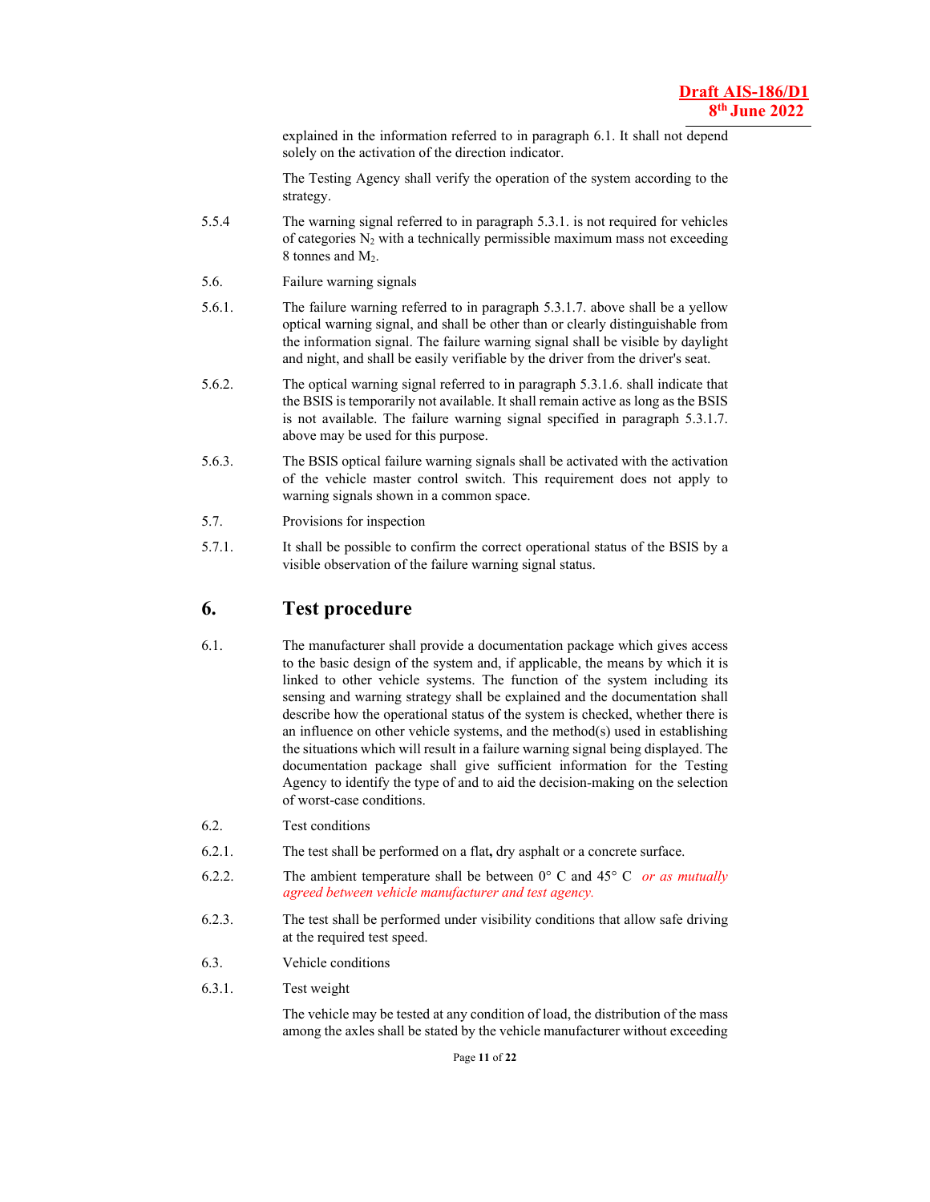explained in the information referred to in paragraph 6.1. It shall not depend solely on the activation of the direction indicator.

The Testing Agency shall verify the operation of the system according to the strategy.

5.5.4 The warning signal referred to in paragraph 5.3.1. is not required for vehicles of categories $N_2$ with a technically permissible maximum mass not exceeding 8 tonnes and $M_2$.

5.6. Failure warning signals

5.6.1. The failure warning referred to in paragraph 5.3.1.7. above shall be a yellow optical warning signal, and shall be other than or clearly distinguishable from the information signal. The failure warning signal shall be visible by daylight and night, and shall be easily verifiable by the driver from the driver's seat.

5.6.2. The optical warning signal referred to in paragraph 5.3.1.6. shall indicate that the BSIS is temporarily not available. It shall remain active as long as the BSIS is not available. The failure warning signal specified in paragraph 5.3.1.7. above may be used for this purpose.

5.6.3. The BSIS optical failure warning signals shall be activated with the activation of the vehicle master control switch. This requirement does not apply to warning signals shown in a common space.

5.7. Provisions for inspection

5.7.1. It shall be possible to confirm the correct operational status of the BSIS by a visible observation of the failure warning signal status.

## 6. Test procedure

6.1. The manufacturer shall provide a documentation package which gives access to the basic design of the system and, if applicable, the means by which it is linked to other vehicle systems. The function of the system including its sensing and warning strategy shall be explained and the documentation shall describe how the operational status of the system is checked, whether there is an influence on other vehicle systems, and the method(s) used in establishing the situations which will result in a failure warning signal being displayed. The documentation package shall give sufficient information for the Testing Agency to identify the type of and to aid the decision-making on the selection of worst-case conditions.

6.2. Test conditions

6.2.1. The test shall be performed on a flat**,** dry asphalt or a concrete surface.

6.2.2. The ambient temperature shall be between 0° C and 45° C *or as mutually agreed between vehicle manufacturer and test agency.*

6.2.3. The test shall be performed under visibility conditions that allow safe driving at the required test speed.

6.3. Vehicle conditions

6.3.1. Test weight

The vehicle may be tested at any condition of load, the distribution of the mass among the axles shall be stated by the vehicle manufacturer without exceeding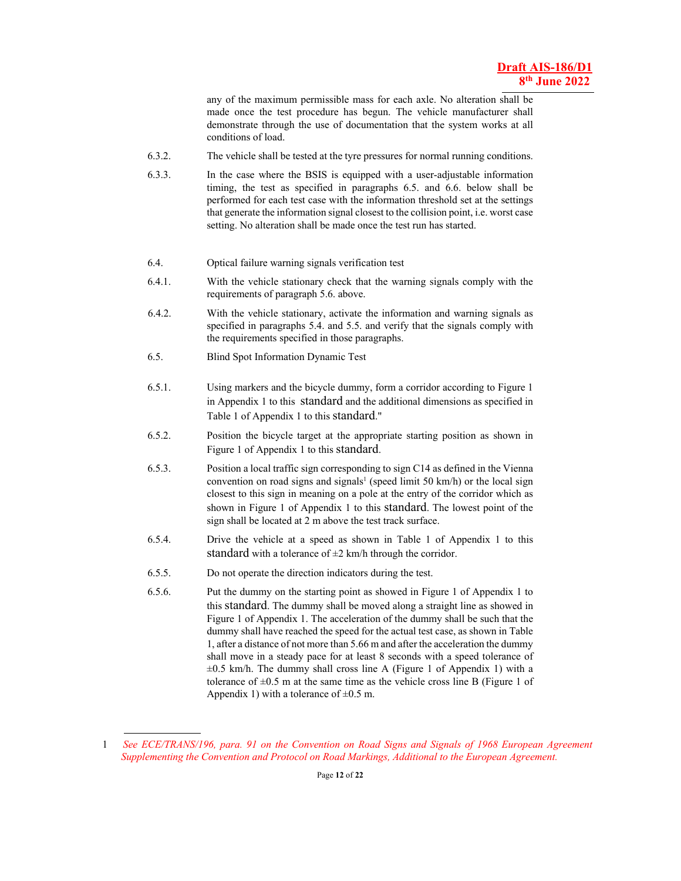any of the maximum permissible mass for each axle. No alteration shall be made once the test procedure has begun. The vehicle manufacturer shall demonstrate through the use of documentation that the system works at all conditions of load.

6.3.2. The vehicle shall be tested at the tyre pressures for normal running conditions.

6.3.3. In the case where the BSIS is equipped with a user-adjustable information timing, the test as specified in paragraphs 6.5. and 6.6. below shall be performed for each test case with the information threshold set at the settings that generate the information signal closest to the collision point, i.e. worst case setting. No alteration shall be made once the test run has started.

6.4. Optical failure warning signals verification test

6.4.1. With the vehicle stationary check that the warning signals comply with the requirements of paragraph 5.6. above.

6.4.2. With the vehicle stationary, activate the information and warning signals as specified in paragraphs 5.4. and 5.5. and verify that the signals comply with the requirements specified in those paragraphs.

6.5. Blind Spot Information Dynamic Test

6.5.1. Using markers and the bicycle dummy, form a corridor according to Figure 1 in Appendix 1 to this standard and the additional dimensions as specified in Table 1 of Appendix 1 to this standard."

6.5.2. Position the bicycle target at the appropriate starting position as shown in Figure 1 of Appendix 1 to this standard.

6.5.3. Position a local traffic sign corresponding to sign C14 as defined in the Vienna convention on road signs and signals[1] (speed limit 50 km/h) or the local sign closest to this sign in meaning on a pole at the entry of the corridor which as shown in Figure 1 of Appendix 1 to this standard. The lowest point of the sign shall be located at 2 m above the test track surface.

6.5.4. Drive the vehicle at a speed as shown in Table 1 of Appendix 1 to this standard with a tolerance of ±2 km/h through the corridor.

6.5.5. Do not operate the direction indicators during the test.

6.5.6. Put the dummy on the starting point as showed in Figure 1 of Appendix 1 to this standard. The dummy shall be moved along a straight line as showed in Figure 1 of Appendix 1. The acceleration of the dummy shall be such that the dummy shall have reached the speed for the actual test case, as shown in Table 1, after a distance of not more than 5.66 m and after the acceleration the dummy shall move in a steady pace for at least 8 seconds with a speed tolerance of ±0.5 km/h. The dummy shall cross line A (Figure 1 of Appendix 1) with a tolerance of ±0.5 m at the same time as the vehicle cross line B (Figure 1 of Appendix 1) with a tolerance of ±0.5 m.

---

[1] *See ECE/TRANS/196, para. 91 on the Convention on Road Signs and Signals of 1968 European Agreement Supplementing the Convention and Protocol on Road Markings, Additional to the European Agreement.*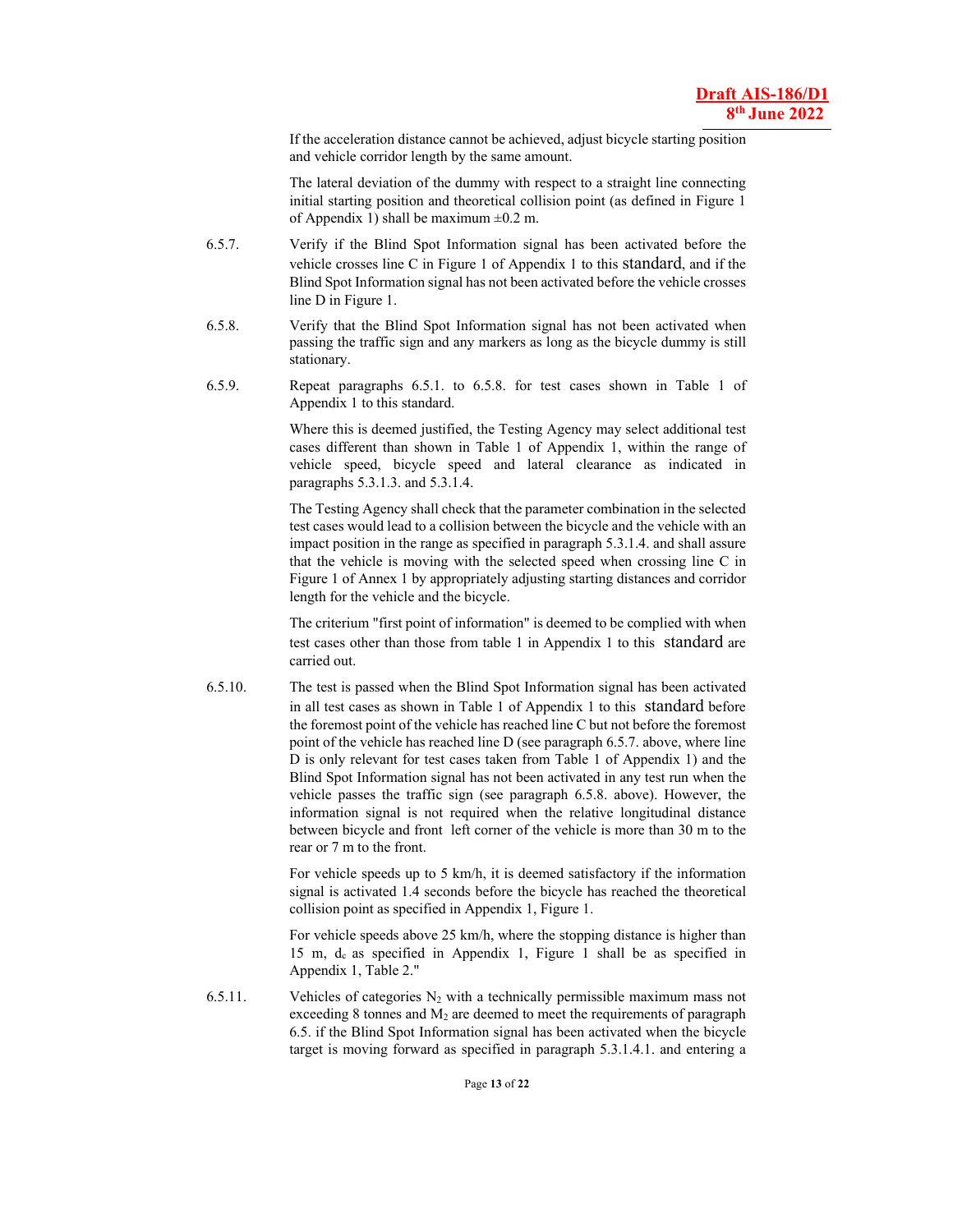If the acceleration distance cannot be achieved, adjust bicycle starting position and vehicle corridor length by the same amount.

The lateral deviation of the dummy with respect to a straight line connecting initial starting position and theoretical collision point (as defined in Figure 1 of Appendix 1) shall be maximum ±0.2 m.

6.5.7. Verify if the Blind Spot Information signal has been activated before the vehicle crosses line C in Figure 1 of Appendix 1 to this standard, and if the Blind Spot Information signal has not been activated before the vehicle crosses line D in Figure 1.

6.5.8. Verify that the Blind Spot Information signal has not been activated when passing the traffic sign and any markers as long as the bicycle dummy is still stationary.

6.5.9. Repeat paragraphs 6.5.1. to 6.5.8. for test cases shown in Table 1 of Appendix 1 to this standard.

Where this is deemed justified, the Testing Agency may select additional test cases different than shown in Table 1 of Appendix 1, within the range of vehicle speed, bicycle speed and lateral clearance as indicated in paragraphs 5.3.1.3. and 5.3.1.4.

The Testing Agency shall check that the parameter combination in the selected test cases would lead to a collision between the bicycle and the vehicle with an impact position in the range as specified in paragraph 5.3.1.4. and shall assure that the vehicle is moving with the selected speed when crossing line C in Figure 1 of Annex 1 by appropriately adjusting starting distances and corridor length for the vehicle and the bicycle.

The criterium "first point of information" is deemed to be complied with when test cases other than those from table 1 in Appendix 1 to this standard are carried out.

6.5.10. The test is passed when the Blind Spot Information signal has been activated in all test cases as shown in Table 1 of Appendix 1 to this standard before the foremost point of the vehicle has reached line C but not before the foremost point of the vehicle has reached line D (see paragraph 6.5.7. above, where line D is only relevant for test cases taken from Table 1 of Appendix 1) and the Blind Spot Information signal has not been activated in any test run when the vehicle passes the traffic sign (see paragraph 6.5.8. above). However, the information signal is not required when the relative longitudinal distance between bicycle and front left corner of the vehicle is more than 30 m to the rear or 7 m to the front.

For vehicle speeds up to 5 km/h, it is deemed satisfactory if the information signal is activated 1.4 seconds before the bicycle has reached the theoretical collision point as specified in Appendix 1, Figure 1.

For vehicle speeds above 25 km/h, where the stopping distance is higher than 15 m, $d_c$ as specified in Appendix 1, Figure 1 shall be as specified in Appendix 1, Table 2."

6.5.11. Vehicles of categories $N_2$ with a technically permissible maximum mass not exceeding 8 tonnes and $M_2$ are deemed to meet the requirements of paragraph 6.5. if the Blind Spot Information signal has been activated when the bicycle target is moving forward as specified in paragraph 5.3.1.4.1. and entering a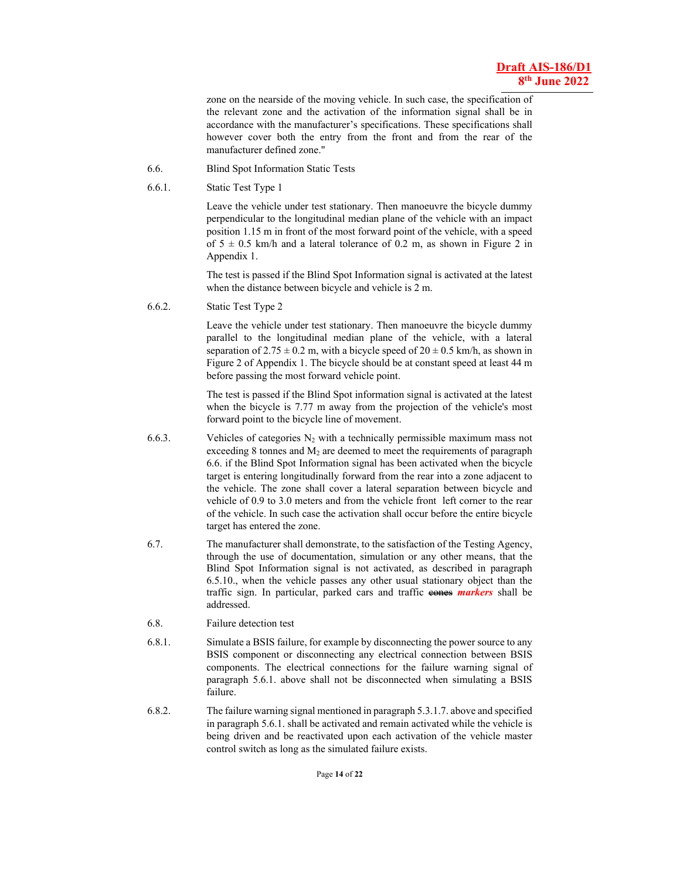zone on the nearside of the moving vehicle. In such case, the specification of the relevant zone and the activation of the information signal shall be in accordance with the manufacturer's specifications. These specifications shall however cover both the entry from the front and from the rear of the manufacturer defined zone."

6.6. Blind Spot Information Static Tests

6.6.1. Static Test Type 1

Leave the vehicle under test stationary. Then manoeuvre the bicycle dummy perpendicular to the longitudinal median plane of the vehicle with an impact position 1.15 m in front of the most forward point of the vehicle, with a speed of 5 ± 0.5 km/h and a lateral tolerance of 0.2 m, as shown in Figure 2 in Appendix 1.

The test is passed if the Blind Spot Information signal is activated at the latest when the distance between bicycle and vehicle is 2 m.

6.6.2. Static Test Type 2

Leave the vehicle under test stationary. Then manoeuvre the bicycle dummy parallel to the longitudinal median plane of the vehicle, with a lateral separation of 2.75 ± 0.2 m, with a bicycle speed of 20 ± 0.5 km/h, as shown in Figure 2 of Appendix 1. The bicycle should be at constant speed at least 44 m before passing the most forward vehicle point.

The test is passed if the Blind Spot information signal is activated at the latest when the bicycle is 7.77 m away from the projection of the vehicle's most forward point to the bicycle line of movement.

6.6.3. Vehicles of categories $N_2$ with a technically permissible maximum mass not exceeding 8 tonnes and $M_2$ are deemed to meet the requirements of paragraph 6.6. if the Blind Spot Information signal has been activated when the bicycle target is entering longitudinally forward from the rear into a zone adjacent to the vehicle. The zone shall cover a lateral separation between bicycle and vehicle of 0.9 to 3.0 meters and from the vehicle front left corner to the rear of the vehicle. In such case the activation shall occur before the entire bicycle target has entered the zone.

6.7. The manufacturer shall demonstrate, to the satisfaction of the Testing Agency, through the use of documentation, simulation or any other means, that the Blind Spot Information signal is not activated, as described in paragraph 6.5.10., when the vehicle passes any other usual stationary object than the traffic sign. In particular, parked cars and traffic ~~cones~~ ***markers*** shall be addressed.

6.8. Failure detection test

6.8.1. Simulate a BSIS failure, for example by disconnecting the power source to any BSIS component or disconnecting any electrical connection between BSIS components. The electrical connections for the failure warning signal of paragraph 5.6.1. above shall not be disconnected when simulating a BSIS failure.

6.8.2. The failure warning signal mentioned in paragraph 5.3.1.7. above and specified in paragraph 5.6.1. shall be activated and remain activated while the vehicle is being driven and be reactivated upon each activation of the vehicle master control switch as long as the simulated failure exists.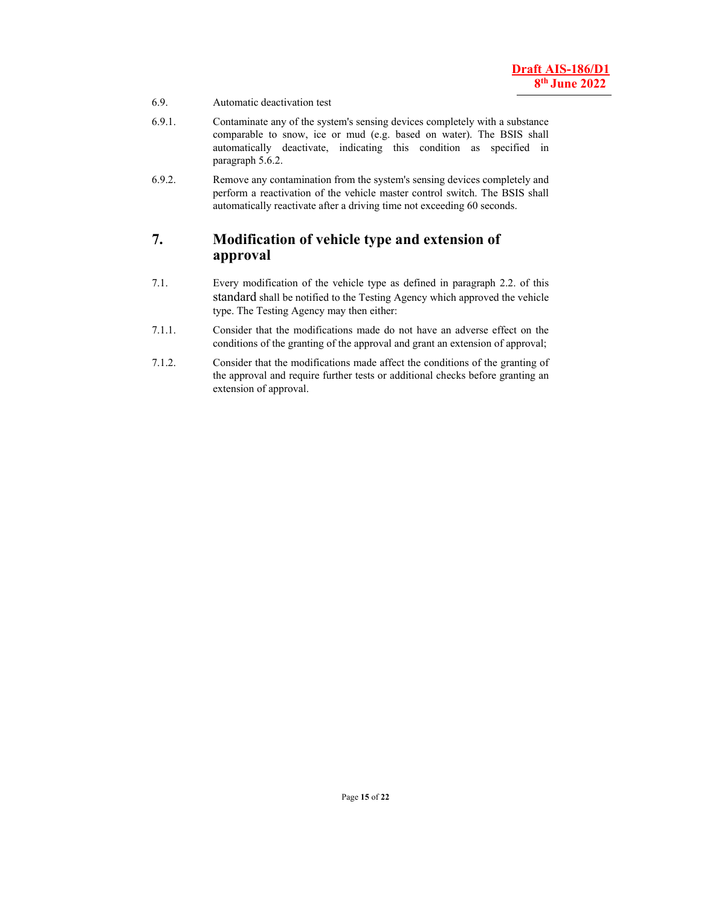6.9. Automatic deactivation test

6.9.1. Contaminate any of the system's sensing devices completely with a substance comparable to snow, ice or mud (e.g. based on water). The BSIS shall automatically deactivate, indicating this condition as specified in paragraph 5.6.2.

6.9.2. Remove any contamination from the system's sensing devices completely and perform a reactivation of the vehicle master control switch. The BSIS shall automatically reactivate after a driving time not exceeding 60 seconds.

## 7. Modification of vehicle type and extension of approval

7.1. Every modification of the vehicle type as defined in paragraph 2.2. of this standard shall be notified to the Testing Agency which approved the vehicle type. The Testing Agency may then either:

7.1.1. Consider that the modifications made do not have an adverse effect on the conditions of the granting of the approval and grant an extension of approval;

7.1.2. Consider that the modifications made affect the conditions of the granting of the approval and require further tests or additional checks before granting an extension of approval.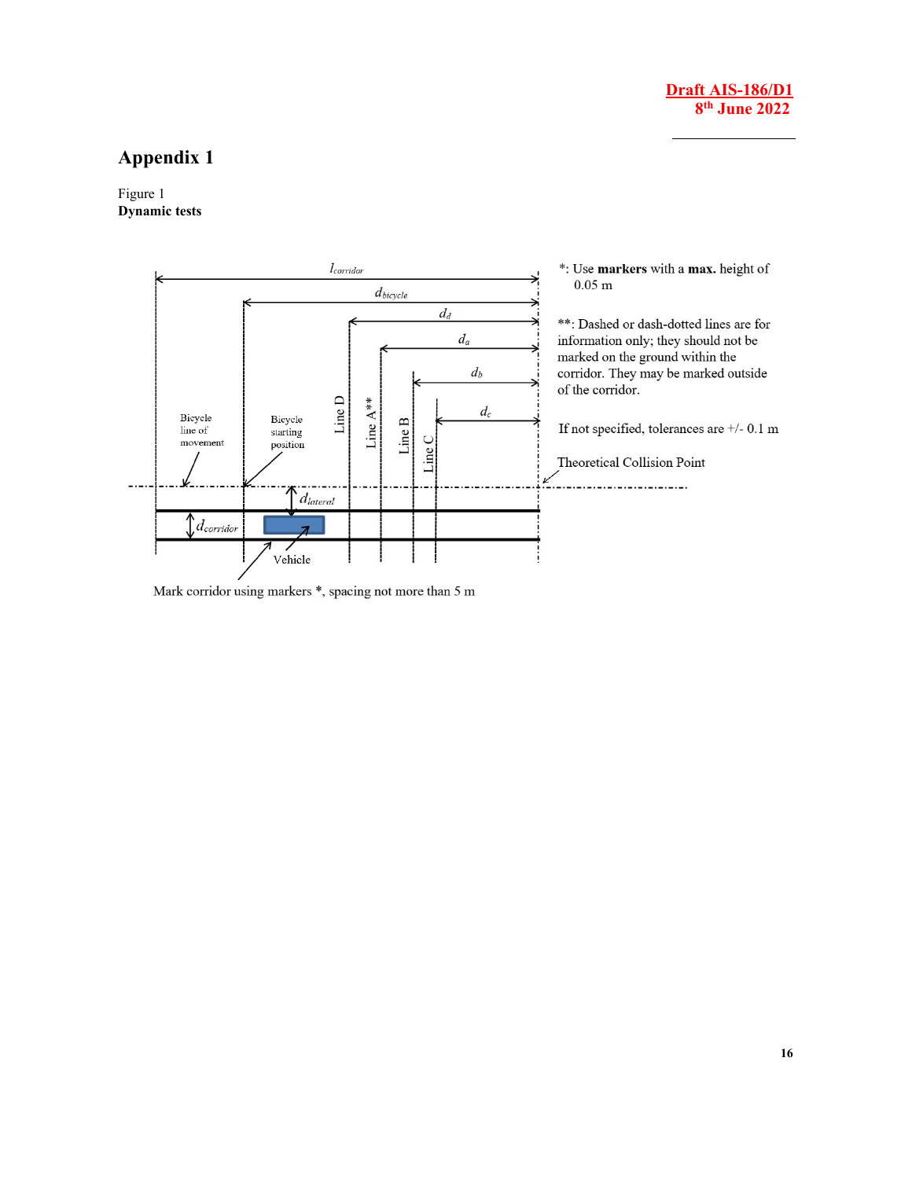# Appendix 1

Figure 1
**Dynamic tests**

$l_{corridor}$

$d_{bicycle}$

$d_d$

$d_a$

$d_b$

$d_c$

Bicycle line of movement

Bicycle starting position

Line D

Line A **

Line B

Line C

$d_{lateral}$

$d_{corridor}$

Vehicle

Theoretical Collision Point

*: Use **markers** with a **max.** height of 0.05 m

**: Dashed or dash-dotted lines are for information only; they should not be marked on the ground within the corridor. They may be marked outside of the corridor.

If not specified, tolerances are +/- 0.1 m

Mark corridor using markers *, spacing not more than 5 m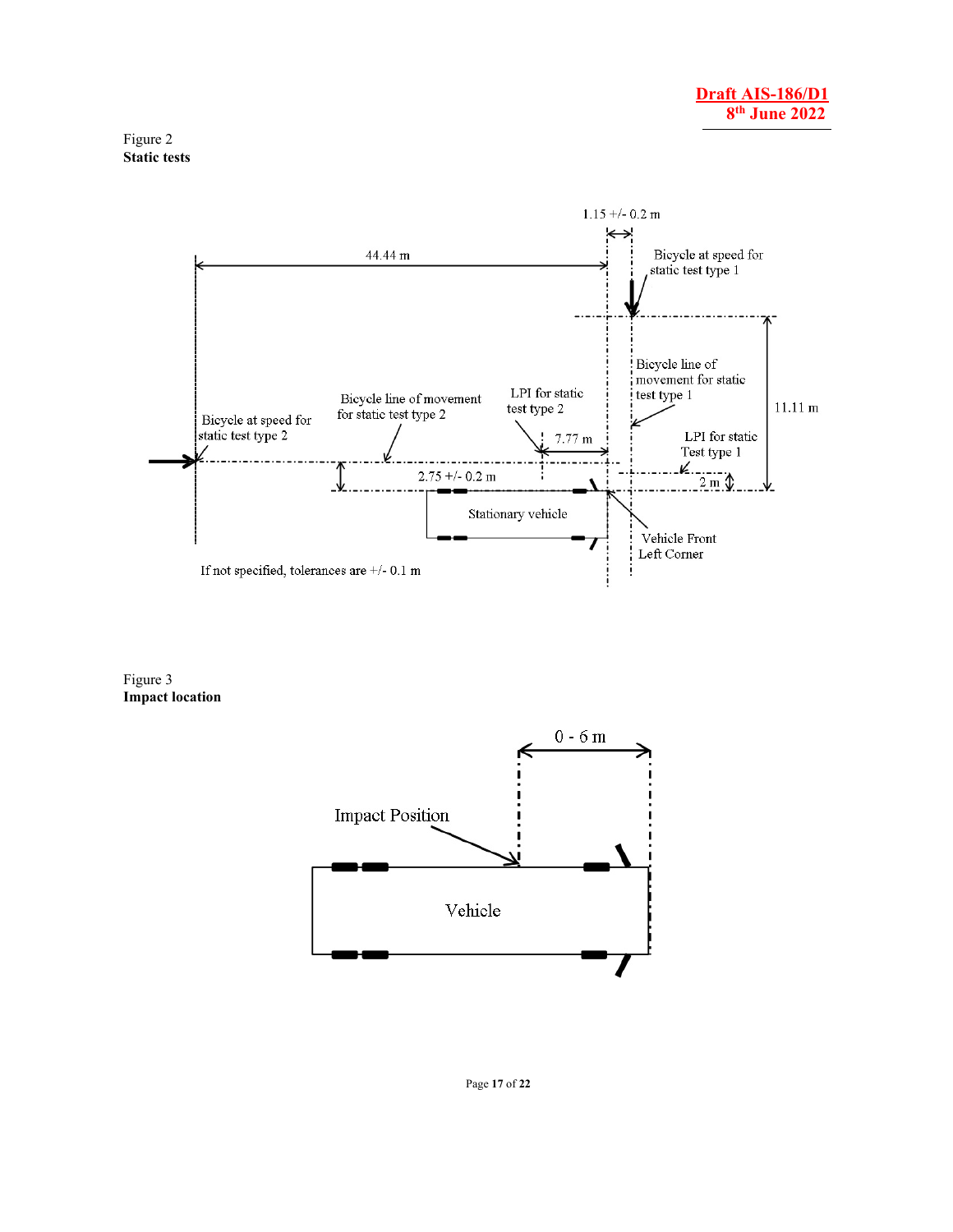Figure 2
**Static tests**

1.15 +/- 0.2 m

44.44 m

Bicycle at speed for static test type 1

Bicycle line of movement for static test type 1

11.11 m

Bicycle line of movement for static test type 2

LPI for static test type 2

Bicycle at speed for static test type 2

7.77 m

LPI for static Test type 1

2.75 +/- 0.2 m

2 m

Stationary vehicle

Vehicle Front Left Corner

If not specified, tolerances are +/- 0.1 m

Figure 3
**Impact location**

0 - 6 m

Impact Position

Vehicle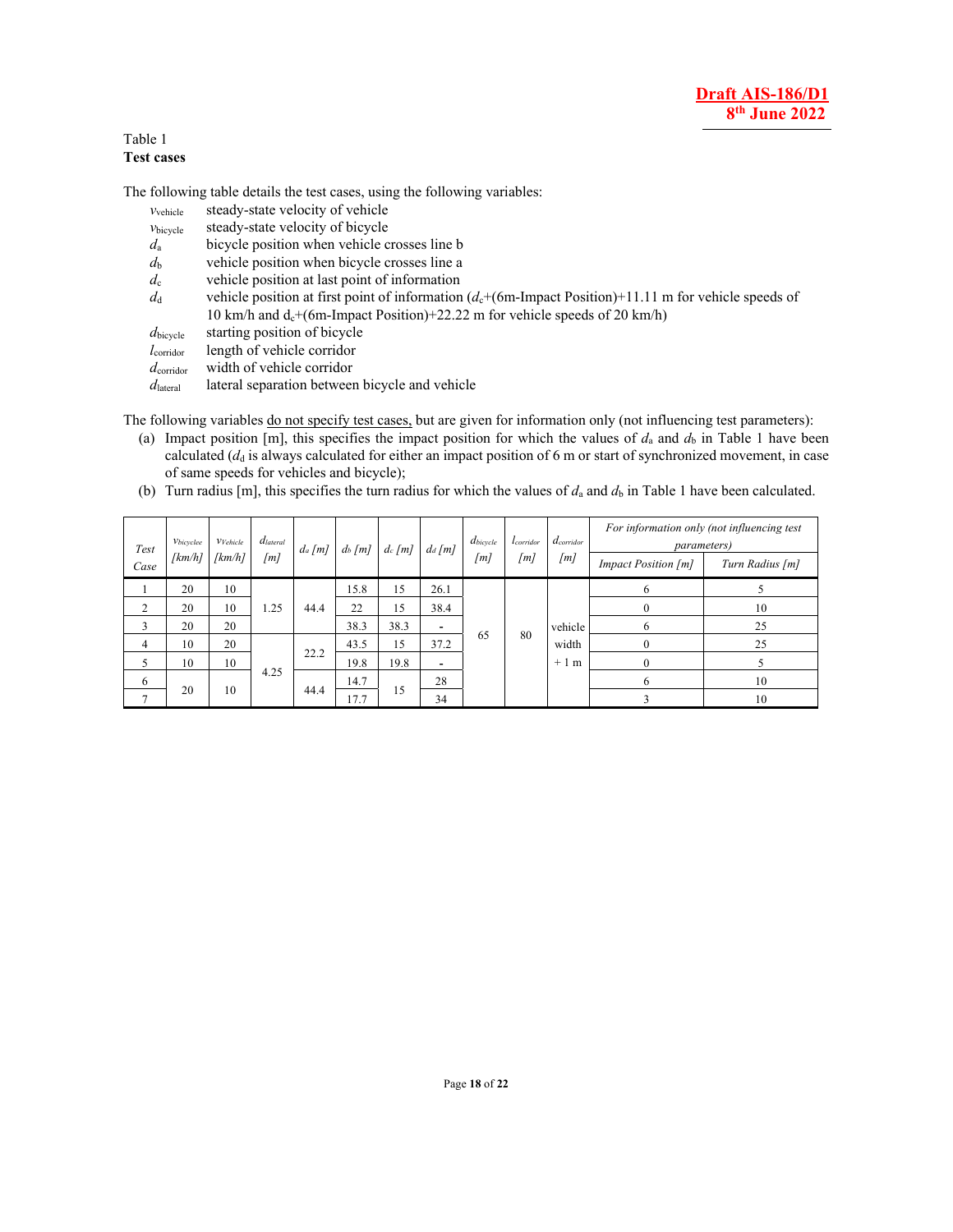Table 1
**Test cases**

The following table details the test cases, using the following variables:

| | |
|---|---|
| $v_{vehicle}$ | steady-state velocity of vehicle |
| $v_{bicycle}$ | steady-state velocity of bicycle |
| $d_a$ | bicycle position when vehicle crosses line b |
| $d_b$ | vehicle position when bicycle crosses line a |
| $d_c$ | vehicle position at last point of information |
| $d_d$ | vehicle position at first point of information ($d_c$+(6m-Impact Position)+11.11 m for vehicle speeds of 10 km/h and $d_c$+(6m-Impact Position)+22.22 m for vehicle speeds of 20 km/h) |
| $d_{bicycle}$ | starting position of bicycle |
| $l_{corridor}$ | length of vehicle corridor |
| $d_{corridor}$ | width of vehicle corridor |
| $d_{lateral}$ | lateral separation between bicycle and vehicle |

The following variables do not specify test cases, but are given for information only (not influencing test parameters):

(a) Impact position [m], this specifies the impact position for which the values of $d_a$ and $d_b$ in Table 1 have been calculated ($d_d$ is always calculated for either an impact position of 6 m or start of synchronized movement, in case of same speeds for vehicles and bicycle);

(b) Turn radius [m], this specifies the turn radius for which the values of $d_a$ and $d_b$ in Table 1 have been calculated.

| Test Case | $v_{bicyclee}$ [km/h] | $v_{Vehicle}$ [km/h] | $d_{lateral}$ [m] | $d_a$ [m] | $d_b$ [m] | $d_c$ [m] | $d_d$ [m] | $d_{bicycle}$ [m] | $l_{corridor}$ [m] | $d_{corridor}$ [m] | For information only (not influencing test parameters) | |
|---|---|---|---|---|---|---|---|---|---|---|---|---|
| | | | | | | | | | | | Impact Position [m] | Turn Radius [m] |
| 1 | 20 | 10 | 1.25 | 44.4 | 15.8 | 15 | 26.1 | 65 | 80 | vehicle width + 1 m | 6 | 5 |
| 2 | 20 | 10 | 1.25 | 44.4 | 22 | 15 | 38.4 | 65 | 80 | vehicle width + 1 m | 0 | 10 |
| 3 | 20 | 20 | 1.25 | 44.4 | 38.3 | 38.3 | - | 65 | 80 | vehicle width + 1 m | 6 | 25 |
| 4 | 10 | 20 | 4.25 | 22.2 | 43.5 | 15 | 37.2 | 65 | 80 | vehicle width + 1 m | 0 | 25 |
| 5 | 10 | 10 | 4.25 | 22.2 | 19.8 | 19.8 | - | 65 | 80 | vehicle width + 1 m | 0 | 5 |
| 6 | 20 | 10 | 4.25 | 44.4 | 14.7 | 15 | 28 | 65 | 80 | vehicle width + 1 m | 6 | 10 |
| 7 | 20 | 10 | 4.25 | 44.4 | 17.7 | 15 | 34 | 65 | 80 | vehicle width + 1 m | 3 | 10 |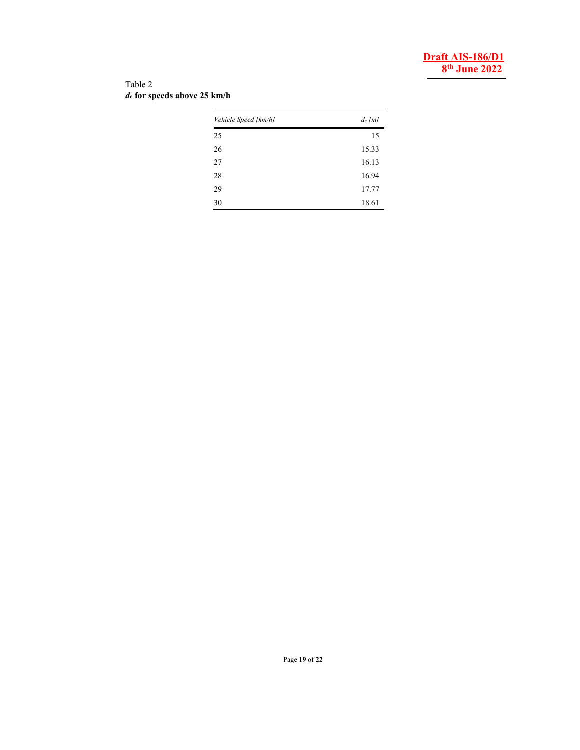Table 2

***$d_c$* for speeds above 25 km/h**

| *Vehicle Speed [km/h]* | *$d_c$ [m]* |
|---|---|
| 25 | 15 |
| 26 | 15.33 |
| 27 | 16.13 |
| 28 | 16.94 |
| 29 | 17.77 |
| 30 | 18.61 |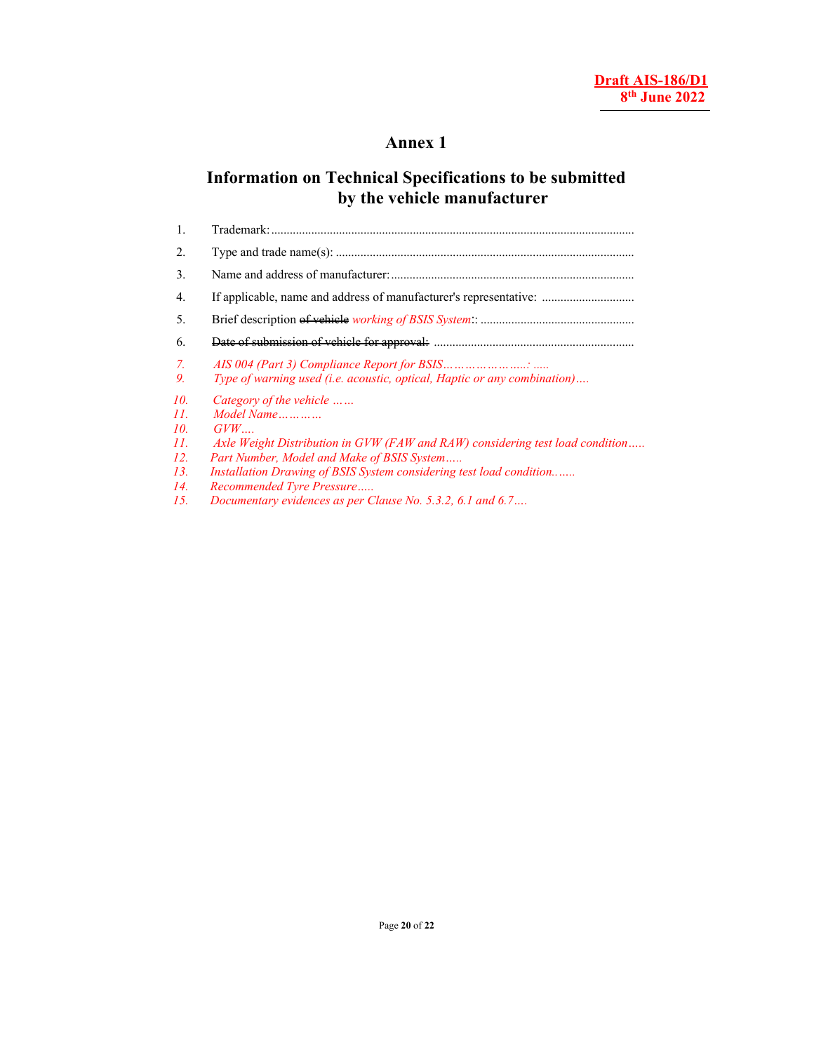# Annex 1

## Information on Technical Specifications to be submitted by the vehicle manufacturer

1. Trademark: ....................................................................................................................

2. Type and trade name(s): ...............................................................................................

3. Name and address of manufacturer: ............................................................................

4. If applicable, name and address of manufacturer's representative: .............................

5. Brief description ~~of vehicle~~ *working of BSIS System*:: .................................................

6. ~~Date of submission of vehicle for approval:~~ ................................................................

*7. AIS 004 (Part 3) Compliance Report for BSIS…………………..: .....*

*9. Type of warning used (i.e. acoustic, optical, Haptic or any combination)….*

*10. Category of the vehicle ……*

*11. Model Name…………*

*10. GVW….*

*11. Axle Weight Distribution in GVW (FAW and RAW) considering test load condition…..*

*12. Part Number, Model and Make of BSIS System…..*

*13. Installation Drawing of BSIS System considering test load condition….…*

*14. Recommended Tyre Pressure…..*

*15. Documentary evidences as per Clause No. 5.3.2, 6.1 and 6.7….*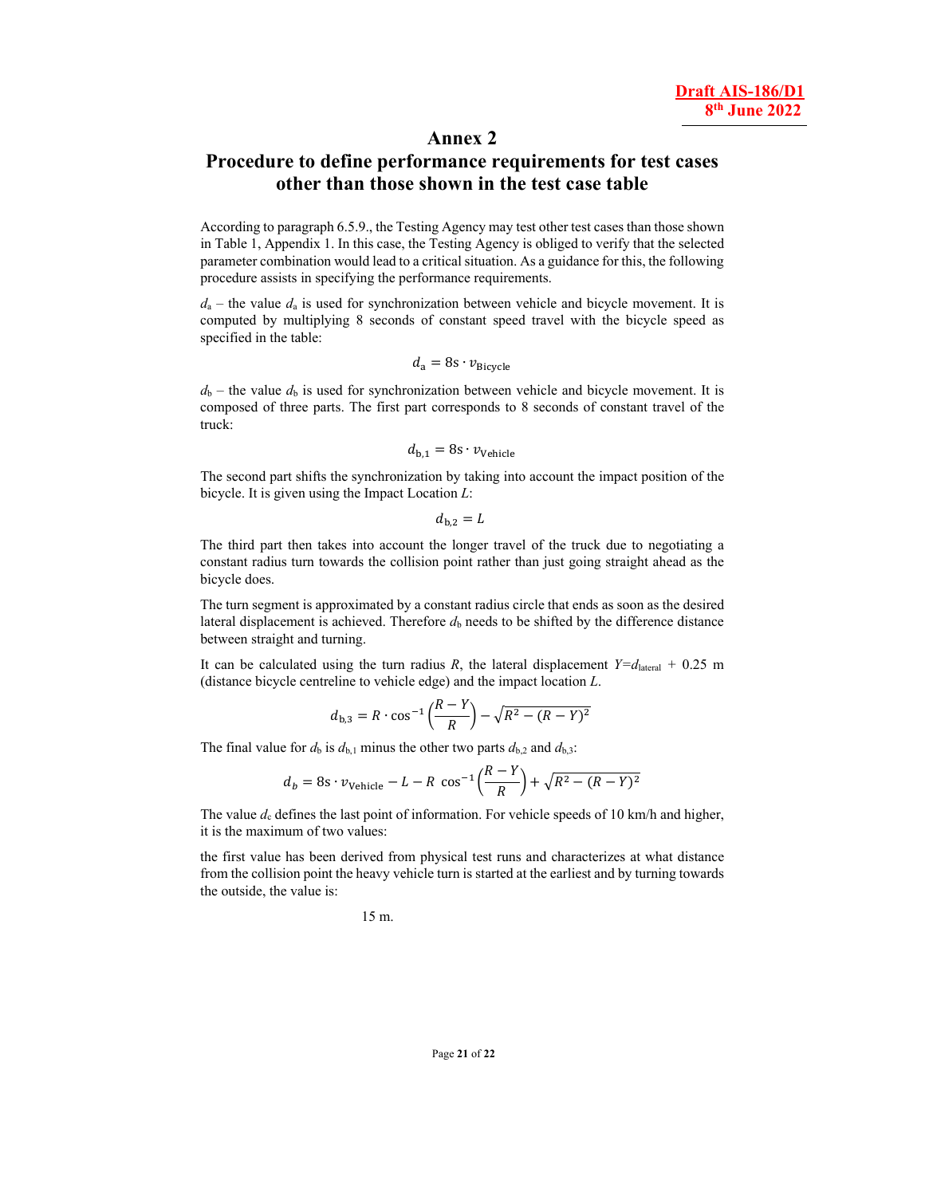# Annex 2

## Procedure to define performance requirements for test cases other than those shown in the test case table

According to paragraph 6.5.9., the Testing Agency may test other test cases than those shown in Table 1, Appendix 1. In this case, the Testing Agency is obliged to verify that the selected parameter combination would lead to a critical situation. As a guidance for this, the following procedure assists in specifying the performance requirements.

$d_a$ – the value $d_a$ is used for synchronization between vehicle and bicycle movement. It is computed by multiplying 8 seconds of constant speed travel with the bicycle speed as specified in the table:

$$d_\mathrm{a} = 8\mathrm{s} \cdot v_\mathrm{Bicycle}$$

$d_b$ – the value $d_b$ is used for synchronization between vehicle and bicycle movement. It is composed of three parts. The first part corresponds to 8 seconds of constant travel of the truck:

$$d_\mathrm{b,1} = 8\mathrm{s} \cdot v_\mathrm{Vehicle}$$

The second part shifts the synchronization by taking into account the impact position of the bicycle. It is given using the Impact Location $L$:

$$d_\mathrm{b,2} = L$$

The third part then takes into account the longer travel of the truck due to negotiating a constant radius turn towards the collision point rather than just going straight ahead as the bicycle does.

The turn segment is approximated by a constant radius circle that ends as soon as the desired lateral displacement is achieved. Therefore $d_b$ needs to be shifted by the difference distance between straight and turning.

It can be calculated using the turn radius $R$, the lateral displacement $Y=d_\mathrm{lateral}$ + 0.25 m (distance bicycle centreline to vehicle edge) and the impact location $L$.

$$d_\mathrm{b,3} = R \cdot \cos^{-1}\left(\frac{R-Y}{R}\right) - \sqrt{R^2 - (R-Y)^2}$$

The final value for $d_b$ is $d_{b,1}$ minus the other two parts $d_{b,2}$ and $d_{b,3}$:

$$d_b = 8\mathrm{s} \cdot v_\mathrm{Vehicle} - L - R\ \cos^{-1}\left(\frac{R-Y}{R}\right) + \sqrt{R^2 - (R-Y)^2}$$

The value $d_c$ defines the last point of information. For vehicle speeds of 10 km/h and higher, it is the maximum of two values:

the first value has derived from physical test runs and characterizes at what distance from the collision point the heavy vehicle turn is started at the earliest and by turning towards the outside, the value is:

15 m.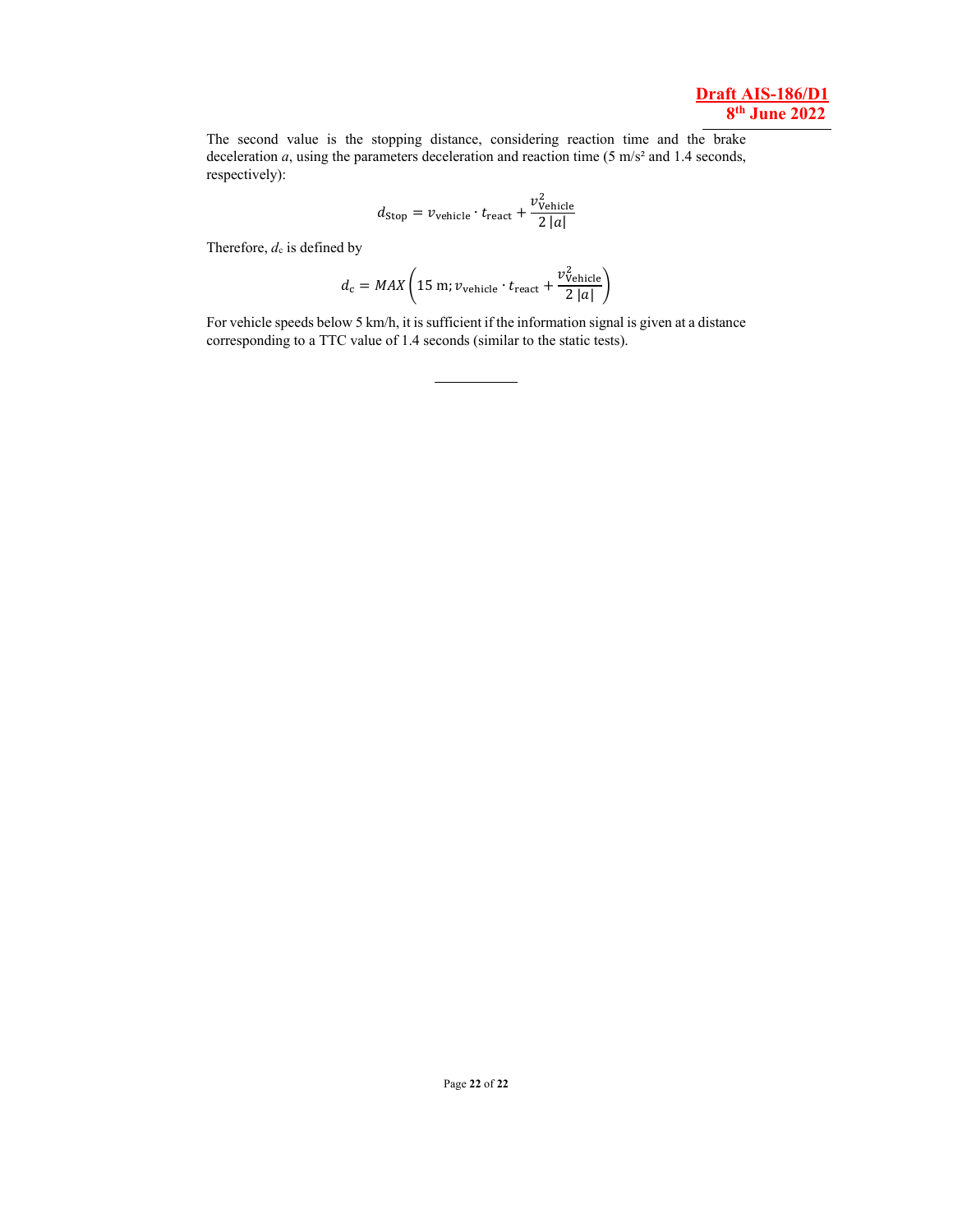The second value is the stopping distance, considering reaction time and the brake deceleration *a*, using the parameters deceleration and reaction time (5 m/s² and 1.4 seconds, respectively):

$$d_{\text{Stop}} = v_{\text{vehicle}} \cdot t_{\text{react}} + \frac{v_{\text{Vehicle}}^2}{2\,|a|}$$

Therefore, $d_c$ is defined by

$$d_c = MAX\left(15\text{ m}; v_{\text{vehicle}} \cdot t_{\text{react}} + \frac{v_{\text{Vehicle}}^2}{2\,|a|}\right)$$

For vehicle speeds below 5 km/h, it is sufficient if the information signal is given at a distance corresponding to a TTC value of 1.4 seconds (similar to the static tests).